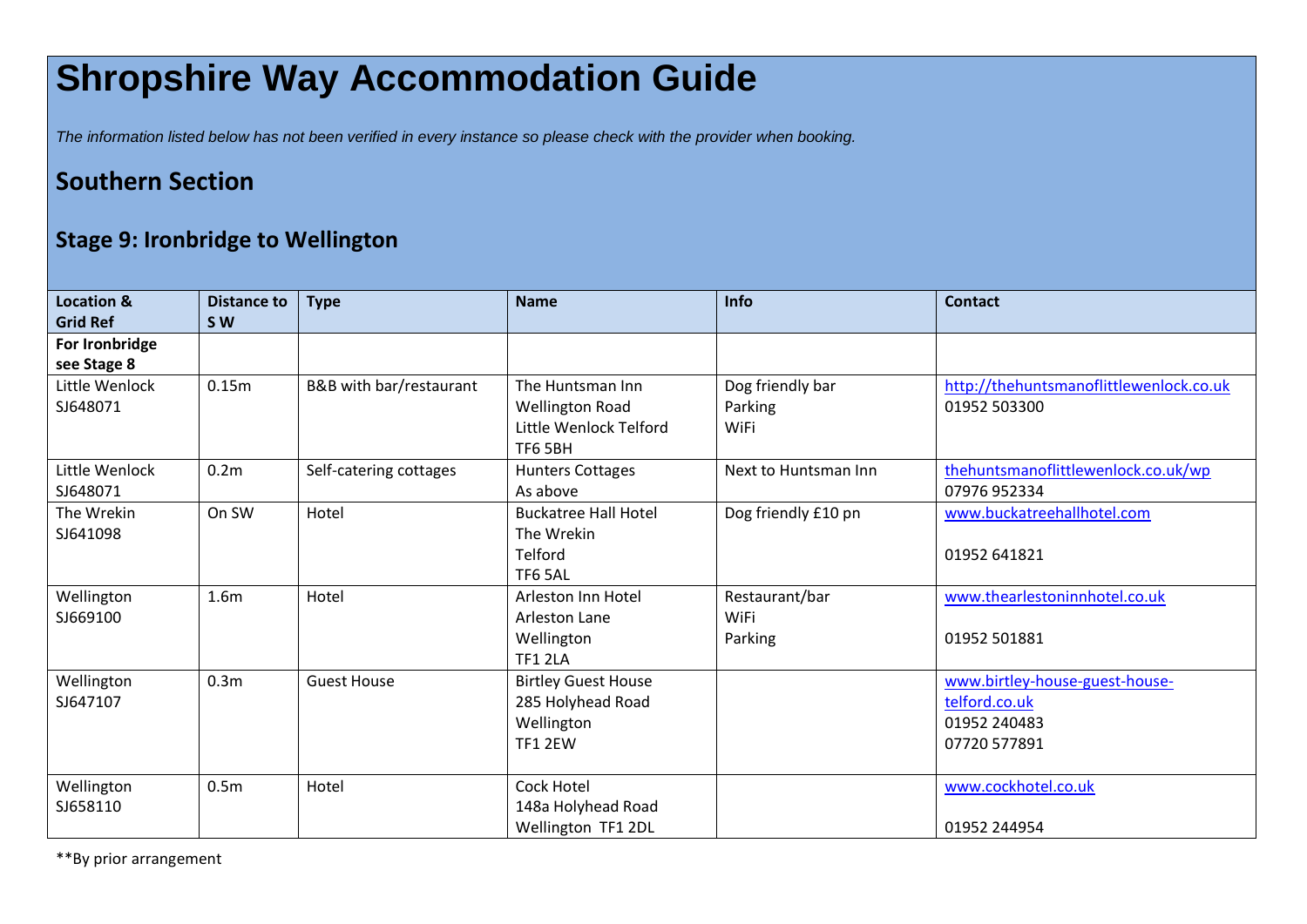# Shropshire Way Accommodation Guide

*The information listed below has not been verified in every instance so please check with the provider when booking.*

## Southern Section

### Stage 9: Ironbridge to Wellington

| Location & Grid Ref | Distance to S W | Type | Name | Info | Contact |
|---|---|---|---|---|---|
| **For Ironbridge see Stage 8** | | | | | |
| Little Wenlock SJ648071 | 0.15m | B&B with bar/restaurant | The Huntsman Inn<br>Wellington Road<br>Little Wenlock Telford<br>TF6 5BH | Dog friendly bar<br>Parking<br>WiFi | http://thehuntsmanoflittlewenlock.co.uk<br>01952 503300 |
| Little Wenlock SJ648071 | 0.2m | Self-catering cottages | Hunters Cottages<br>As above | Next to Huntsman Inn | thehuntsmanoflittlewenlock.co.uk/wp<br>07976 952334 |
| The Wrekin SJ641098 | On SW | Hotel | Buckatree Hall Hotel<br>The Wrekin<br>Telford<br>TF6 5AL | Dog friendly £10 pn | www.buckatreehallhotel.com<br><br>01952 641821 |
| Wellington SJ669100 | 1.6m | Hotel | Arleston Inn Hotel<br>Arleston Lane<br>Wellington<br>TF1 2LA | Restaurant/bar<br>WiFi<br>Parking | www.thearlestoninnhotel.co.uk<br><br>01952 501881 |
| Wellington SJ647107 | 0.3m | Guest House | Birtley Guest House<br>285 Holyhead Road<br>Wellington<br>TF1 2EW | | www.birtley-house-guest-house-telford.co.uk<br>01952 240483<br>07720 577891 |
| Wellington SJ658110 | 0.5m | Hotel | Cock Hotel<br>148a Holyhead Road<br>Wellington TF1 2DL | | www.cockhotel.co.uk<br><br>01952 244954 |

**By prior arrangement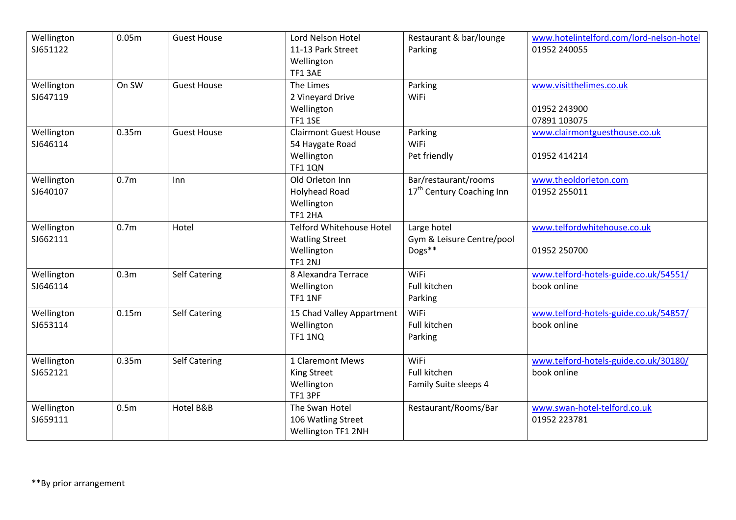| | | | | | |
|---|---|---|---|---|---|
| Wellington<br>SJ651122 | 0.05m | Guest House | Lord Nelson Hotel<br>11-13 Park Street<br>Wellington<br>TF1 3AE | Restaurant & bar/lounge<br>Parking | www.hotelintelford.com/lord-nelson-hotel<br>01952 240055 |
| Wellington<br>SJ647119 | On SW | Guest House | The Limes<br>2 Vineyard Drive<br>Wellington<br>TF1 1SE | Parking<br>WiFi | www.visitthelimes.co.uk<br><br>01952 243900<br>07891 103075 |
| Wellington<br>SJ646114 | 0.35m | Guest House | Clairmont Guest House<br>54 Haygate Road<br>Wellington<br>TF1 1QN | Parking<br>WiFi<br>Pet friendly | www.clairmontguesthouse.co.uk<br><br>01952 414214 |
| Wellington<br>SJ640107 | 0.7m | Inn | Old Orleton Inn<br>Holyhead Road<br>Wellington<br>TF1 2HA | Bar/restaurant/rooms<br>17th Century Coaching Inn | www.theoldorleton.com<br>01952 255011 |
| Wellington<br>SJ662111 | 0.7m | Hotel | Telford Whitehouse Hotel<br>Watling Street<br>Wellington<br>TF1 2NJ | Large hotel<br>Gym & Leisure Centre/pool<br>Dogs** | www.telfordwhitehouse.co.uk<br><br>01952 250700 |
| Wellington<br>SJ646114 | 0.3m | Self Catering | 8 Alexandra Terrace<br>Wellington<br>TF1 1NF | WiFi<br>Full kitchen<br>Parking | www.telford-hotels-guide.co.uk/54551/<br>book online |
| Wellington<br>SJ653114 | 0.15m | Self Catering | 15 Chad Valley Appartment<br>Wellington<br>TF1 1NQ | WiFi<br>Full kitchen<br>Parking | www.telford-hotels-guide.co.uk/54857/<br>book online |
| Wellington<br>SJ652121 | 0.35m | Self Catering | 1 Claremont Mews<br>King Street<br>Wellington<br>TF1 3PF | WiFi<br>Full kitchen<br>Family Suite sleeps 4 | www.telford-hotels-guide.co.uk/30180/<br>book online |
| Wellington<br>SJ659111 | 0.5m | Hotel B&B | The Swan Hotel<br>106 Watling Street<br>Wellington TF1 2NH | Restaurant/Rooms/Bar | www.swan-hotel-telford.co.uk<br>01952 223781 |

**By prior arrangement